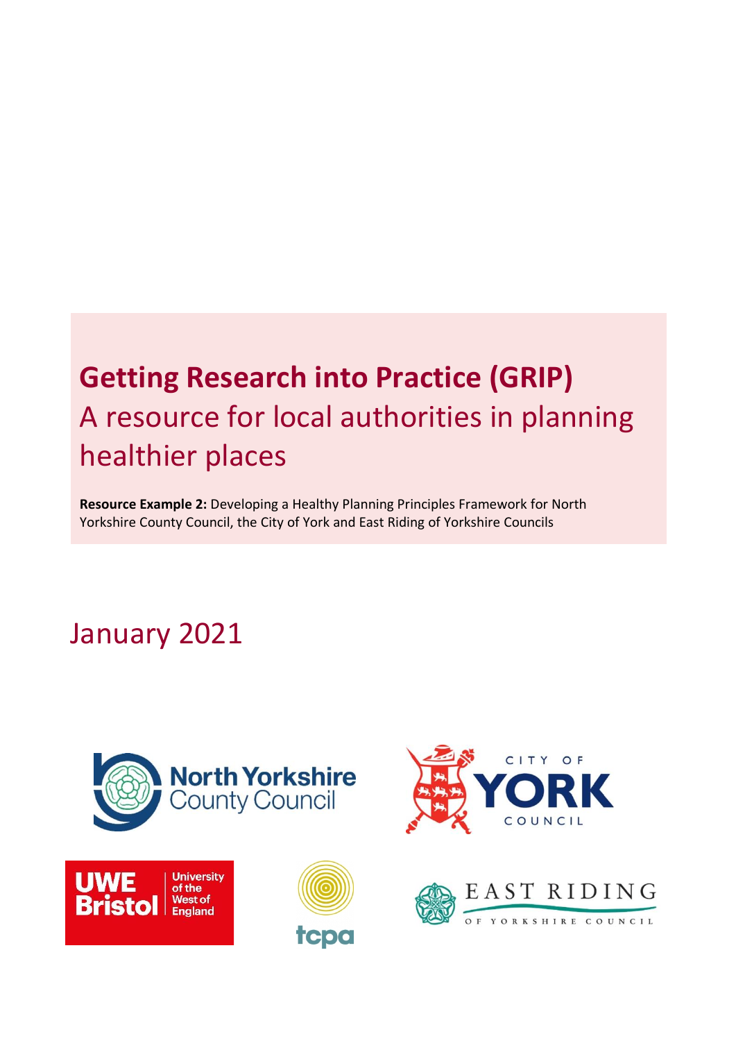# Getting Research into Practice (GRIP)

## A resource for local authorities in planning healthier places

**Resource Example 2:** Developing a Healthy Planning Principles Framework for North Yorkshire County Council, the City of York and East Riding of Yorkshire Councils

January 2021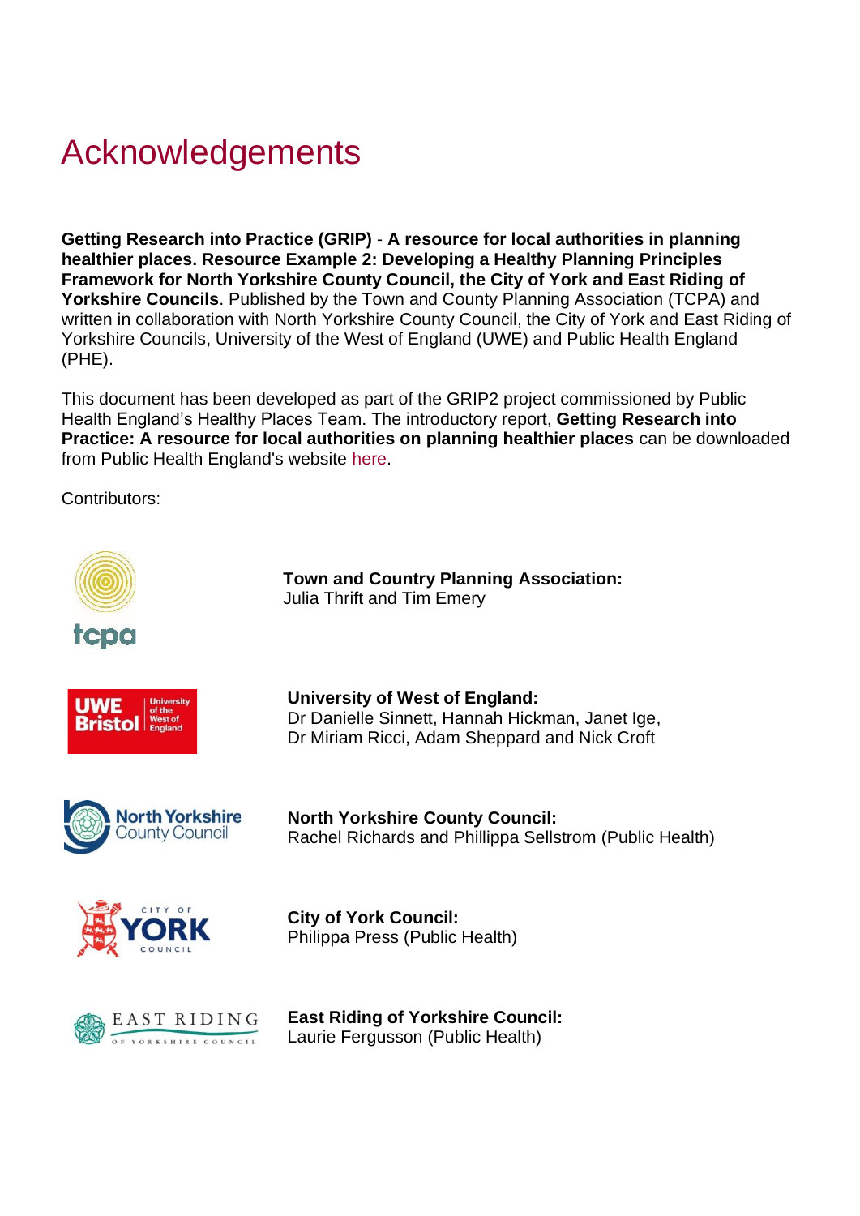# Acknowledgements

**Getting Research into Practice (GRIP)** - **A resource for local authorities in planning healthier places. Resource Example 2: Developing a Healthy Planning Principles Framework for North Yorkshire County Council, the City of York and East Riding of Yorkshire Councils**. Published by the Town and County Planning Association (TCPA) and written in collaboration with North Yorkshire County Council, the City of York and East Riding of Yorkshire Councils, University of the West of England (UWE) and Public Health England (PHE).

This document has been developed as part of the GRIP2 project commissioned by Public Health England's Healthy Places Team. The introductory report, **Getting Research into Practice: A resource for local authorities on planning healthier places** can be downloaded from Public Health England's website here.

Contributors:

**Town and Country Planning Association:**
Julia Thrift and Tim Emery

**University of West of England:**
Dr Danielle Sinnett, Hannah Hickman, Janet Ige, Dr Miriam Ricci, Adam Sheppard and Nick Croft

**North Yorkshire County Council:**
Rachel Richards and Phillippa Sellstrom (Public Health)

**City of York Council:**
Philippa Press (Public Health)

**East Riding of Yorkshire Council:**
Laurie Fergusson (Public Health)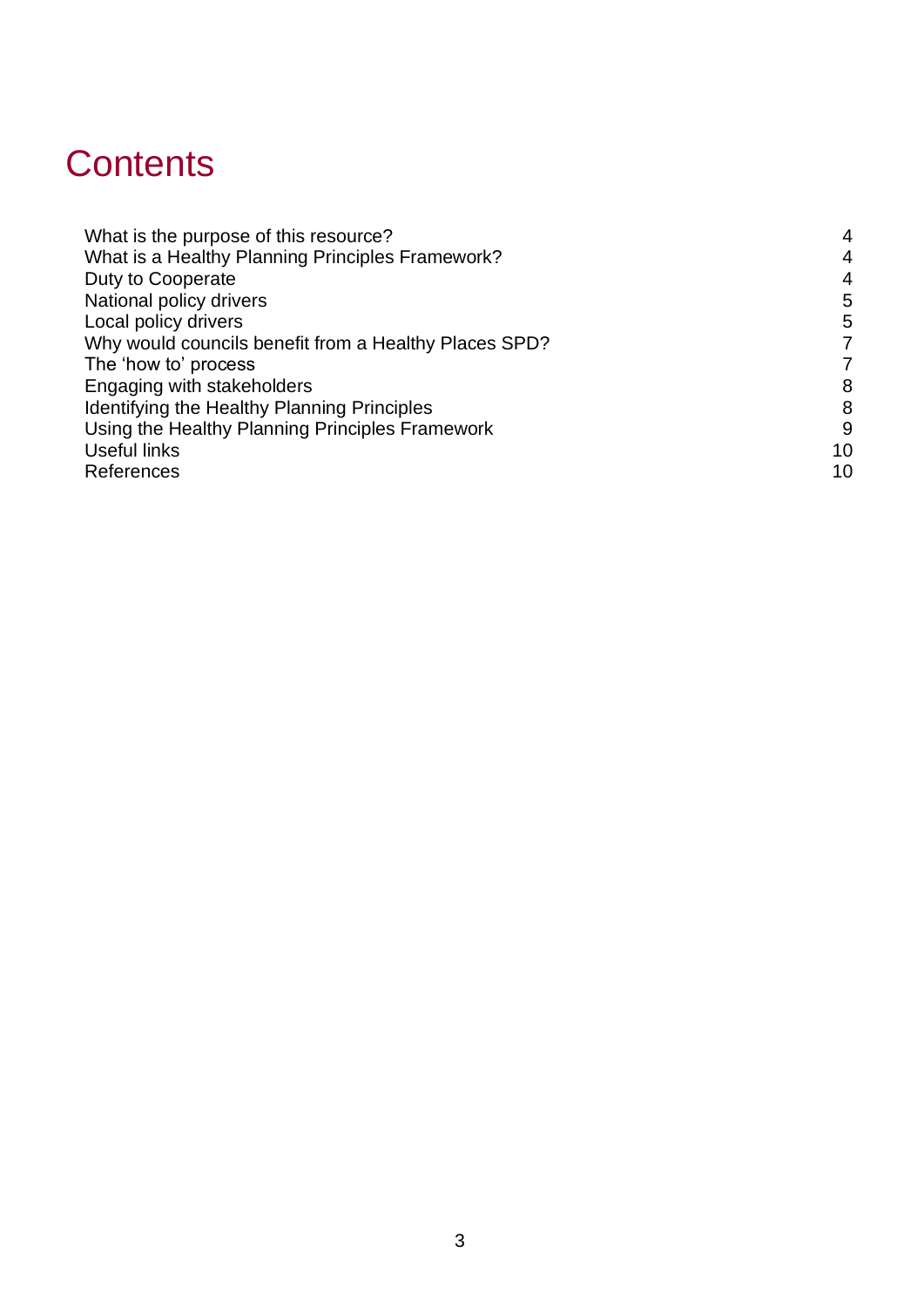# Contents

| | |
|---|---|
| What is the purpose of this resource? | 4 |
| What is a Healthy Planning Principles Framework? | 4 |
| Duty to Cooperate | 4 |
| National policy drivers | 5 |
| Local policy drivers | 5 |
| Why would councils benefit from a Healthy Places SPD? | 7 |
| The 'how to' process | 7 |
| Engaging with stakeholders | 8 |
| Identifying the Healthy Planning Principles | 8 |
| Using the Healthy Planning Principles Framework | 9 |
| Useful links | 10 |
| References | 10 |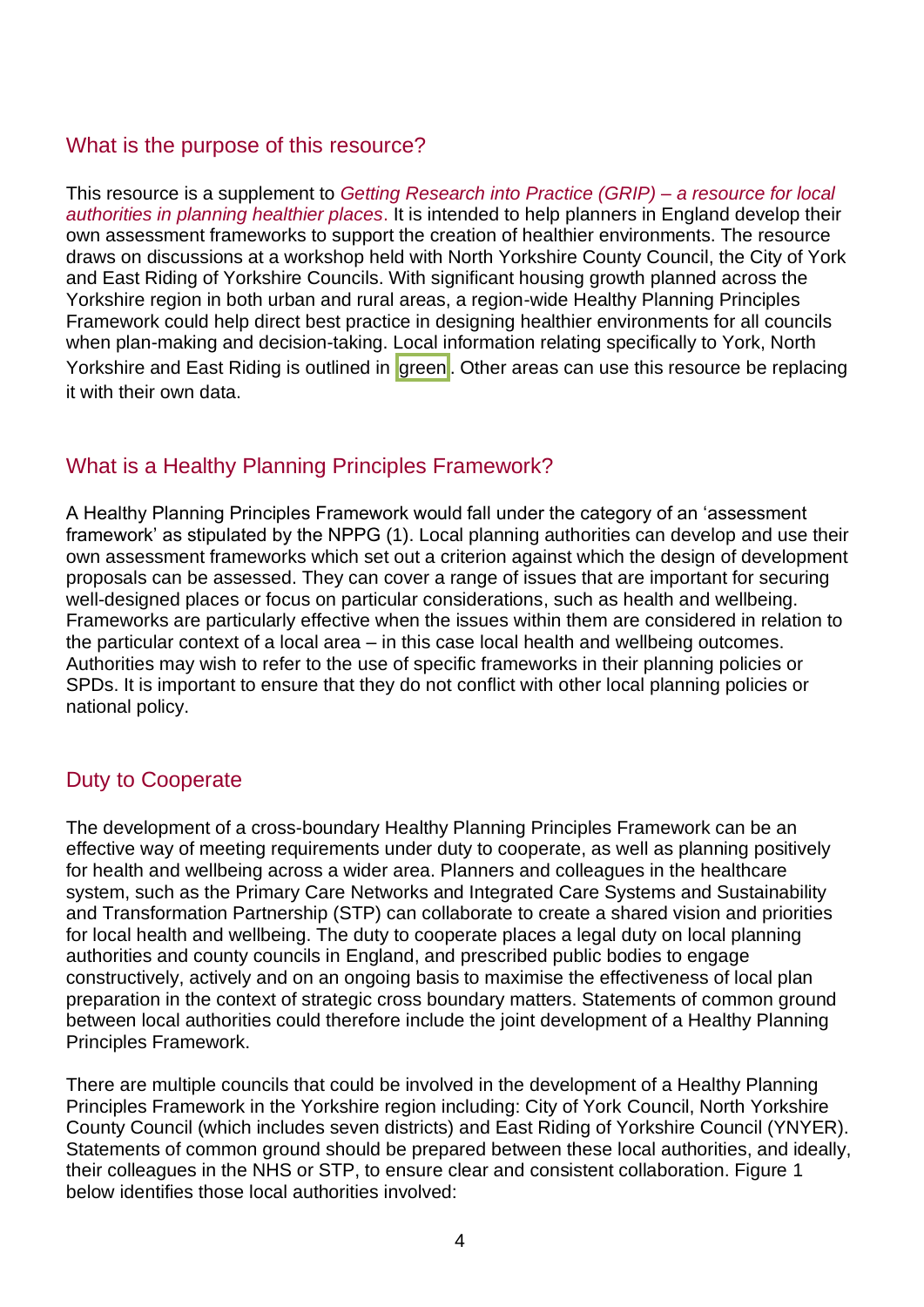## What is the purpose of this resource?

This resource is a supplement to *Getting Research into Practice (GRIP) – a resource for local authorities in planning healthier places*. It is intended to help planners in England develop their own assessment frameworks to support the creation of healthier environments. The resource draws on discussions at a workshop held with North Yorkshire County Council, the City of York and East Riding of Yorkshire Councils. With significant housing growth planned across the Yorkshire region in both urban and rural areas, a region-wide Healthy Planning Principles Framework could help direct best practice in designing healthier environments for all councils when plan-making and decision-taking. Local information relating specifically to York, North Yorkshire and East Riding is outlined in green. Other areas can use this resource be replacing it with their own data.

## What is a Healthy Planning Principles Framework?

A Healthy Planning Principles Framework would fall under the category of an 'assessment framework' as stipulated by the NPPG (1). Local planning authorities can develop and use their own assessment frameworks which set out a criterion against which the design of development proposals can be assessed. They can cover a range of issues that are important for securing well-designed places or focus on particular considerations, such as health and wellbeing. Frameworks are particularly effective when the issues within them are considered in relation to the particular context of a local area – in this case local health and wellbeing outcomes. Authorities may wish to refer to the use of specific frameworks in their planning policies or SPDs. It is important to ensure that they do not conflict with other local planning policies or national policy.

## Duty to Cooperate

The development of a cross-boundary Healthy Planning Principles Framework can be an effective way of meeting requirements under duty to cooperate, as well as planning positively for health and wellbeing across a wider area. Planners and colleagues in the healthcare system, such as the Primary Care Networks and Integrated Care Systems and Sustainability and Transformation Partnership (STP) can collaborate to create a shared vision and priorities for local health and wellbeing. The duty to cooperate places a legal duty on local planning authorities and county councils in England, and prescribed public bodies to engage constructively, actively and on an ongoing basis to maximise the effectiveness of local plan preparation in the context of strategic cross boundary matters. Statements of common ground between local authorities could therefore include the joint development of a Healthy Planning Principles Framework.

There are multiple councils that could be involved in the development of a Healthy Planning Principles Framework in the Yorkshire region including: City of York Council, North Yorkshire County Council (which includes seven districts) and East Riding of Yorkshire Council (YNYER). Statements of common ground should be prepared between these local authorities, and ideally, their colleagues in the NHS or STP, to ensure clear and consistent collaboration. Figure 1 below identifies those local authorities involved: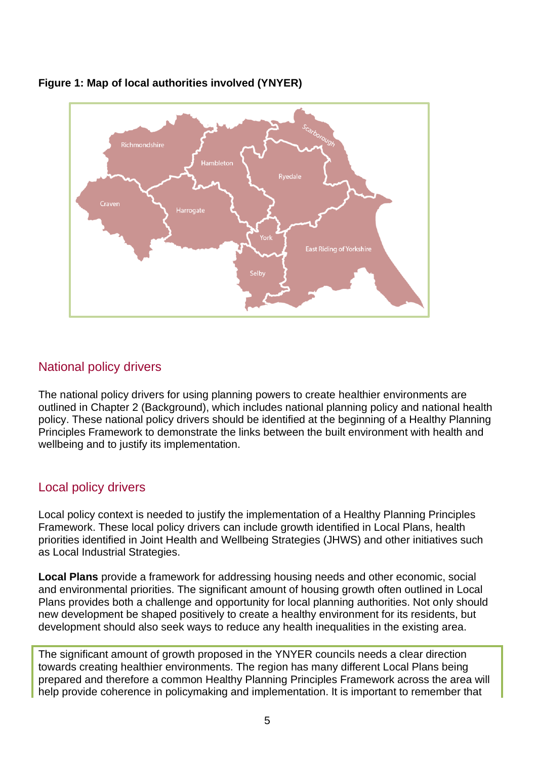**Figure 1: Map of local authorities involved (YNYER)**

## National policy drivers

The national policy drivers for using planning powers to create healthier environments are outlined in Chapter 2 (Background), which includes national planning policy and national health policy. These national policy drivers should be identified at the beginning of a Healthy Planning Principles Framework to demonstrate the links between the built environment with health and wellbeing and to justify its implementation.

## Local policy drivers

Local policy context is needed to justify the implementation of a Healthy Planning Principles Framework. These local policy drivers can include growth identified in Local Plans, health priorities identified in Joint Health and Wellbeing Strategies (JHWS) and other initiatives such as Local Industrial Strategies.

**Local Plans** provide a framework for addressing housing needs and other economic, social and environmental priorities. The significant amount of housing growth often outlined in Local Plans provides both a challenge and opportunity for local planning authorities. Not only should new development be shaped positively to create a healthy environment for its residents, but development should also seek ways to reduce any health inequalities in the existing area.

The significant amount of growth proposed in the YNYER councils needs a clear direction towards creating healthier environments. The region has many different Local Plans being prepared and therefore a common Healthy Planning Principles Framework across the area will help provide coherence in policymaking and implementation. It is important to remember that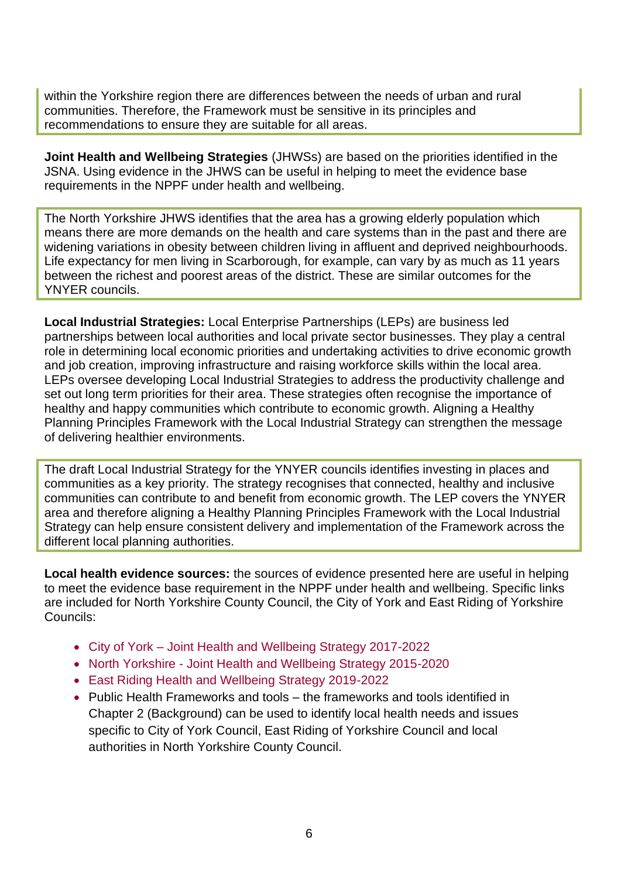within the Yorkshire region there are differences between the needs of urban and rural communities. Therefore, the Framework must be sensitive in its principles and recommendations to ensure they are suitable for all areas.

**Joint Health and Wellbeing Strategies** (JHWSs) are based on the priorities identified in the JSNA. Using evidence in the JHWS can be useful in helping to meet the evidence base requirements in the NPPF under health and wellbeing.

The North Yorkshire JHWS identifies that the area has a growing elderly population which means there are more demands on the health and care systems than in the past and there are widening variations in obesity between children living in affluent and deprived neighbourhoods. Life expectancy for men living in Scarborough, for example, can vary by as much as 11 years between the richest and poorest areas of the district. These are similar outcomes for the YNYER councils.

**Local Industrial Strategies:** Local Enterprise Partnerships (LEPs) are business led partnerships between local authorities and local private sector businesses. They play a central role in determining local economic priorities and undertaking activities to drive economic growth and job creation, improving infrastructure and raising workforce skills within the local area. LEPs oversee developing Local Industrial Strategies to address the productivity challenge and set out long term priorities for their area. These strategies often recognise the importance of healthy and happy communities which contribute to economic growth. Aligning a Healthy Planning Principles Framework with the Local Industrial Strategy can strengthen the message of delivering healthier environments.

The draft Local Industrial Strategy for the YNYER councils identifies investing in places and communities as a key priority. The strategy recognises that connected, healthy and inclusive communities can contribute to and benefit from economic growth. The LEP covers the YNYER area and therefore aligning a Healthy Planning Principles Framework with the Local Industrial Strategy can help ensure consistent delivery and implementation of the Framework across the different local planning authorities.

**Local health evidence sources:** the sources of evidence presented here are useful in helping to meet the evidence base requirement in the NPPF under health and wellbeing. Specific links are included for North Yorkshire County Council, the City of York and East Riding of Yorkshire Councils:

- City of York – Joint Health and Wellbeing Strategy 2017-2022
- North Yorkshire - Joint Health and Wellbeing Strategy 2015-2020
- East Riding Health and Wellbeing Strategy 2019-2022
- Public Health Frameworks and tools – the frameworks and tools identified in Chapter 2 (Background) can be used to identify local health needs and issues specific to City of York Council, East Riding of Yorkshire Council and local authorities in North Yorkshire County Council.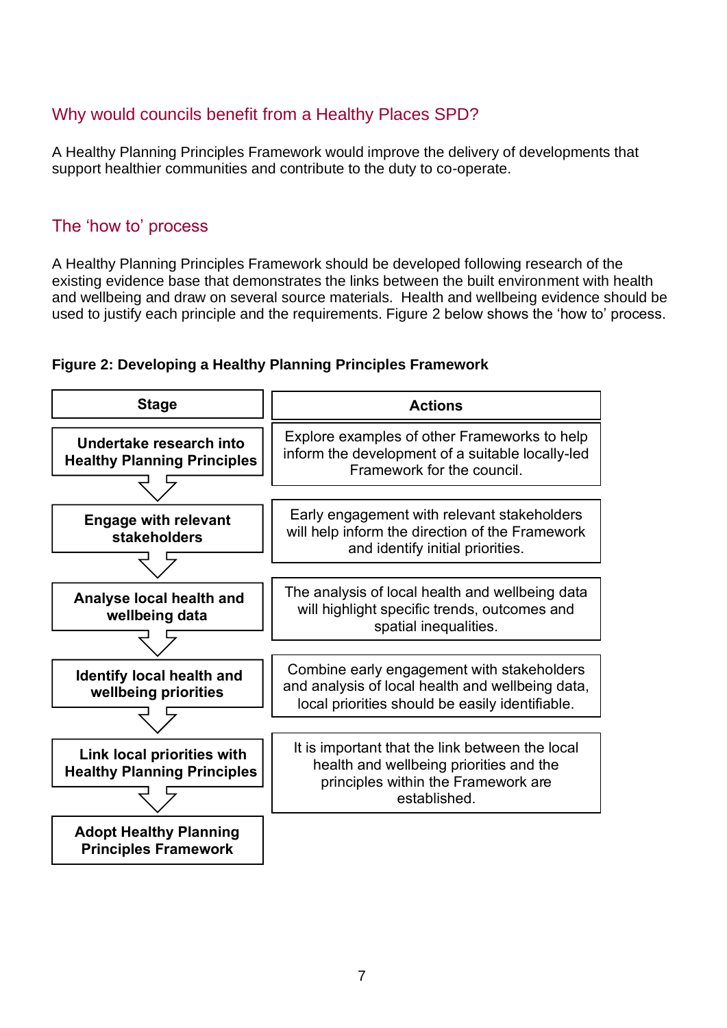## Why would councils benefit from a Healthy Places SPD?

A Healthy Planning Principles Framework would improve the delivery of developments that support healthier communities and contribute to the duty to co-operate.

## The 'how to' process

A Healthy Planning Principles Framework should be developed following research of the existing evidence base that demonstrates the links between the built environment with health and wellbeing and draw on several source materials. Health and wellbeing evidence should be used to justify each principle and the requirements. Figure 2 below shows the 'how to' process.

**Figure 2: Developing a Healthy Planning Principles Framework**

| Stage | Actions |
|---|---|
| **Undertake research into Healthy Planning Principles** | Explore examples of other Frameworks to help inform the development of a suitable locally-led Framework for the council. |
| **Engage with relevant stakeholders** | Early engagement with relevant stakeholders will help inform the direction of the Framework and identify initial priorities. |
| **Analyse local health and wellbeing data** | The analysis of local health and wellbeing data will highlight specific trends, outcomes and spatial inequalities. |
| **Identify local health and wellbeing priorities** | Combine early engagement with stakeholders and analysis of local health and wellbeing data, local priorities should be easily identifiable. |
| **Link local priorities with Healthy Planning Principles** | It is important that the link between the local health and wellbeing priorities and the principles within the Framework are established. |
| **Adopt Healthy Planning Principles Framework** | |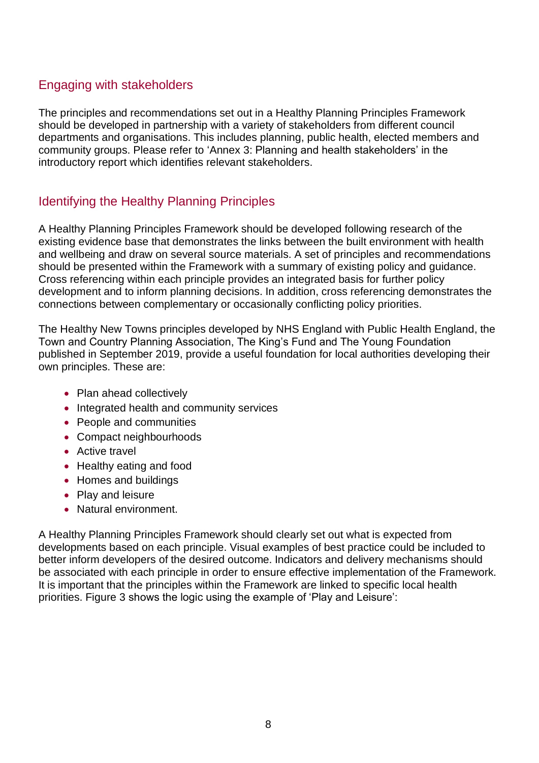## Engaging with stakeholders

The principles and recommendations set out in a Healthy Planning Principles Framework should be developed in partnership with a variety of stakeholders from different council departments and organisations. This includes planning, public health, elected members and community groups. Please refer to 'Annex 3: Planning and health stakeholders' in the introductory report which identifies relevant stakeholders.

## Identifying the Healthy Planning Principles

A Healthy Planning Principles Framework should be developed following research of the existing evidence base that demonstrates the links between the built environment with health and wellbeing and draw on several source materials. A set of principles and recommendations should be presented within the Framework with a summary of existing policy and guidance. Cross referencing within each principle provides an integrated basis for further policy development and to inform planning decisions. In addition, cross referencing demonstrates the connections between complementary or occasionally conflicting policy priorities.

The Healthy New Towns principles developed by NHS England with Public Health England, the Town and Country Planning Association, The King's Fund and The Young Foundation published in September 2019, provide a useful foundation for local authorities developing their own principles. These are:

- Plan ahead collectively
- Integrated health and community services
- People and communities
- Compact neighbourhoods
- Active travel
- Healthy eating and food
- Homes and buildings
- Play and leisure
- Natural environment.

A Healthy Planning Principles Framework should clearly set out what is expected from developments based on each principle. Visual examples of best practice could be included to better inform developers of the desired outcome. Indicators and delivery mechanisms should be associated with each principle in order to ensure effective implementation of the Framework. It is important that the principles within the Framework are linked to specific local health priorities. Figure 3 shows the logic using the example of 'Play and Leisure':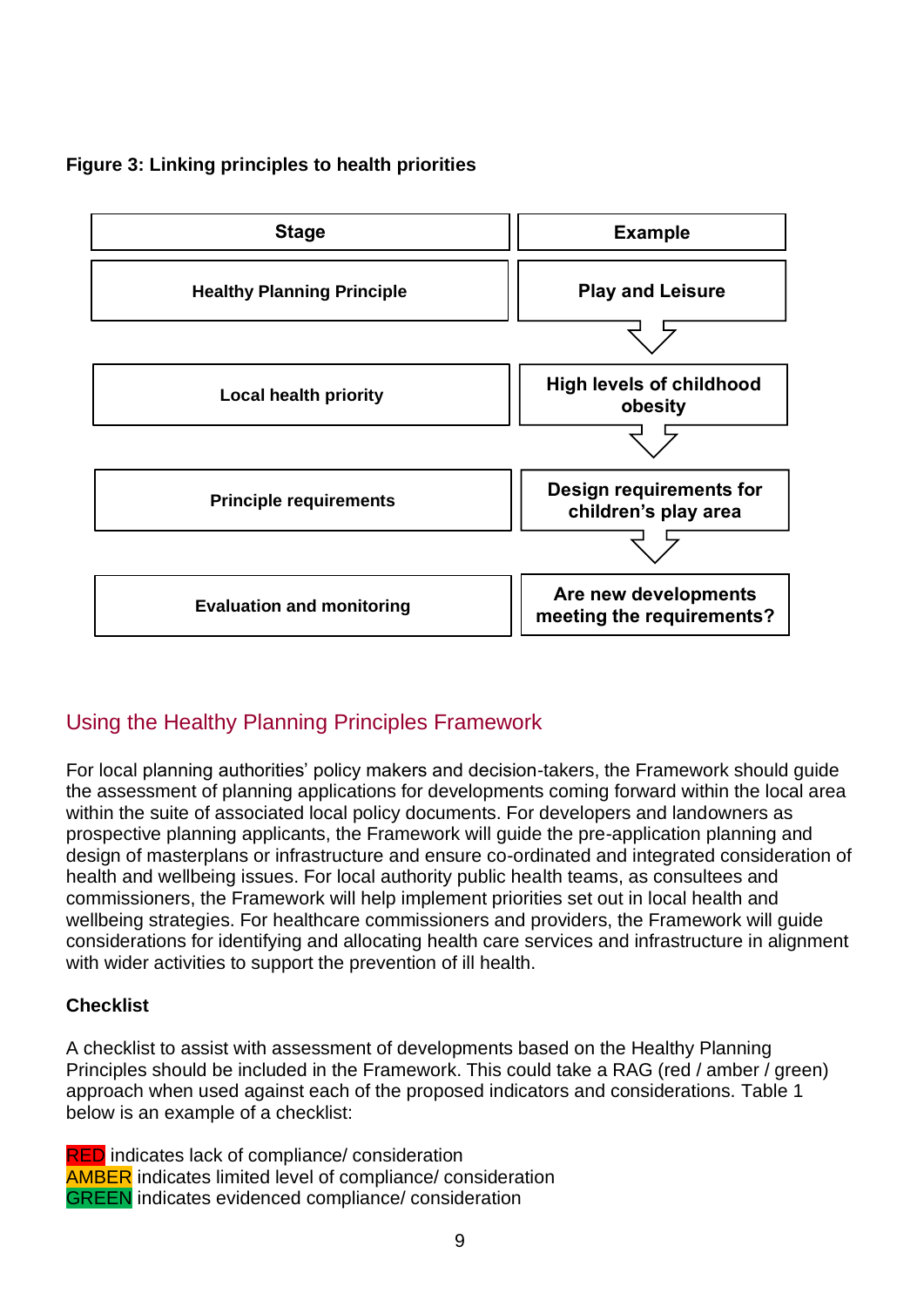**Figure 3: Linking principles to health priorities**

| Stage | Example |
| --- | --- |
| Healthy Planning Principle | Play and Leisure |
| Local health priority | High levels of childhood obesity |
| Principle requirements | Design requirements for children's play area |
| Evaluation and monitoring | Are new developments meeting the requirements? |

## Using the Healthy Planning Principles Framework

For local planning authorities' policy makers and decision-takers, the Framework should guide the assessment of planning applications for developments coming forward within the local area within the suite of associated local policy documents. For developers and landowners as prospective planning applicants, the Framework will guide the pre-application planning and design of masterplans or infrastructure and ensure co-ordinated and integrated consideration of health and wellbeing issues. For local authority public health teams, as consultees and commissioners, the Framework will help implement priorities set out in local health and wellbeing strategies. For healthcare commissioners and providers, the Framework will guide considerations for identifying and allocating health care services and infrastructure in alignment with wider activities to support the prevention of ill health.

### Checklist

A checklist to assist with assessment of developments based on the Healthy Planning Principles should be included in the Framework. This could take a RAG (red / amber / green) approach when used against each of the proposed indicators and considerations. Table 1 below is an example of a checklist:

RED indicates lack of compliance/ consideration
AMBER indicates limited level of compliance/ consideration
GREEN indicates evidenced compliance/ consideration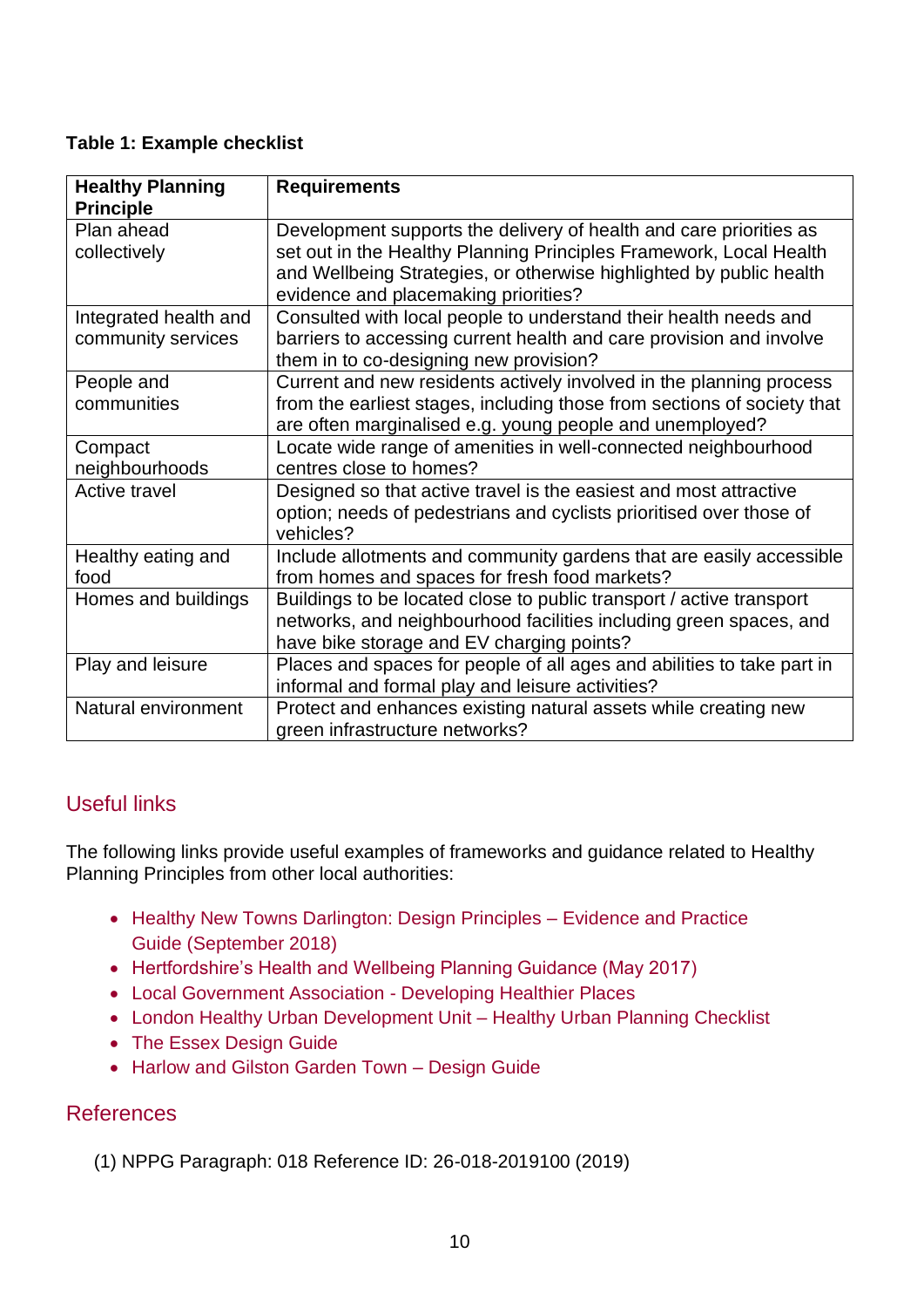**Table 1: Example checklist**

| Healthy Planning Principle | Requirements |
|---|---|
| Plan ahead collectively | Development supports the delivery of health and care priorities as set out in the Healthy Planning Principles Framework, Local Health and Wellbeing Strategies, or otherwise highlighted by public health evidence and placemaking priorities? |
| Integrated health and community services | Consulted with local people to understand their health needs and barriers to accessing current health and care provision and involve them in to co-designing new provision? |
| People and communities | Current and new residents actively involved in the planning process from the earliest stages, including those from sections of society that are often marginalised e.g. young people and unemployed? |
| Compact neighbourhoods | Locate wide range of amenities in well-connected neighbourhood centres close to homes? |
| Active travel | Designed so that active travel is the easiest and most attractive option; needs of pedestrians and cyclists prioritised over those of vehicles? |
| Healthy eating and food | Include allotments and community gardens that are easily accessible from homes and spaces for fresh food markets? |
| Homes and buildings | Buildings to be located close to public transport / active transport networks, and neighbourhood facilities including green spaces, and have bike storage and EV charging points? |
| Play and leisure | Places and spaces for people of all ages and abilities to take part in informal and formal play and leisure activities? |
| Natural environment | Protect and enhances existing natural assets while creating new green infrastructure networks? |

## Useful links

The following links provide useful examples of frameworks and guidance related to Healthy Planning Principles from other local authorities:

- Healthy New Towns Darlington: Design Principles – Evidence and Practice Guide (September 2018)
- Hertfordshire's Health and Wellbeing Planning Guidance (May 2017)
- Local Government Association - Developing Healthier Places
- London Healthy Urban Development Unit – Healthy Urban Planning Checklist
- The Essex Design Guide
- Harlow and Gilston Garden Town – Design Guide

## References

(1) NPPG Paragraph: 018 Reference ID: 26-018-2019100 (2019)